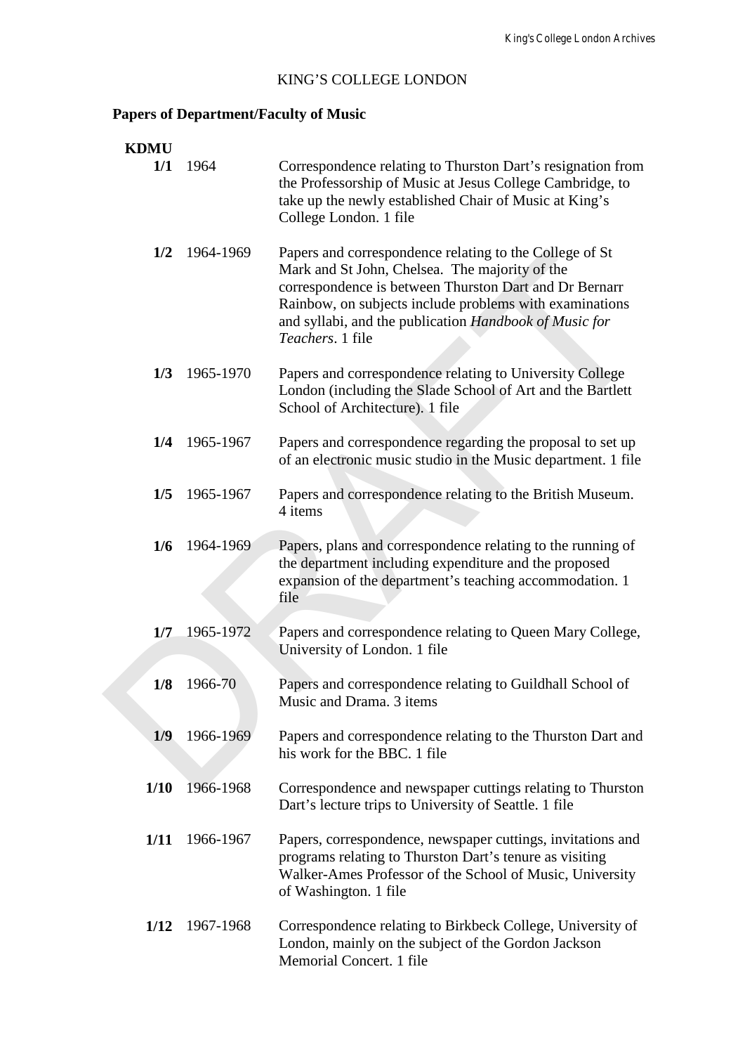KING'S COLLEGE LONDON

**Papers of Department/Faculty of Music**

**KDMU**

| | | |
|---|---|---|
| **1/1** | 1964 | Correspondence relating to Thurston Dart's resignation from the Professorship of Music at Jesus College Cambridge, to take up the newly established Chair of Music at King's College London. 1 file |
| **1/2** | 1964-1969 | Papers and correspondence relating to the College of St Mark and St John, Chelsea. The majority of the correspondence is between Thurston Dart and Dr Bernarr Rainbow, on subjects include problems with examinations and syllabi, and the publication *Handbook of Music for Teachers*. 1 file |
| **1/3** | 1965-1970 | Papers and correspondence relating to University College London (including the Slade School of Art and the Bartlett School of Architecture). 1 file |
| **1/4** | 1965-1967 | Papers and correspondence regarding the proposal to set up of an electronic music studio in the Music department. 1 file |
| **1/5** | 1965-1967 | Papers and correspondence relating to the British Museum. 4 items |
| **1/6** | 1964-1969 | Papers, plans and correspondence relating to the running of the department including expenditure and the proposed expansion of the department's teaching accommodation. 1 file |
| **1/7** | 1965-1972 | Papers and correspondence relating to Queen Mary College, University of London. 1 file |
| **1/8** | 1966-70 | Papers and correspondence relating to Guildhall School of Music and Drama. 3 items |
| **1/9** | 1966-1969 | Papers and correspondence relating to the Thurston Dart and his work for the BBC. 1 file |
| **1/10** | 1966-1968 | Correspondence and newspaper cuttings relating to Thurston Dart's lecture trips to University of Seattle. 1 file |
| **1/11** | 1966-1967 | Papers, correspondence, newspaper cuttings, invitations and programs relating to Thurston Dart's tenure as visiting Walker-Ames Professor of the School of Music, University of Washington. 1 file |
| **1/12** | 1967-1968 | Correspondence relating to Birkbeck College, University of London, mainly on the subject of the Gordon Jackson Memorial Concert. 1 file |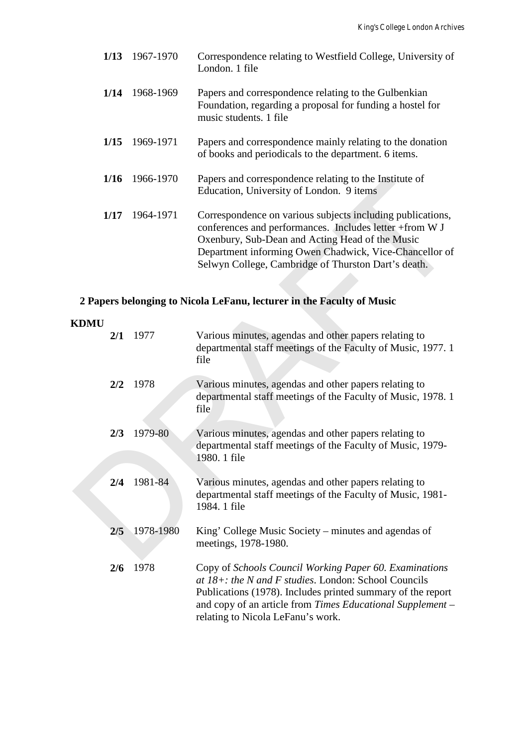| | | |
|---|---|---|
| **1/13** | 1967-1970 | Correspondence relating to Westfield College, University of London. 1 file |
| **1/14** | 1968-1969 | Papers and correspondence relating to the Gulbenkian Foundation, regarding a proposal for funding a hostel for music students. 1 file |
| **1/15** | 1969-1971 | Papers and correspondence mainly relating to the donation of books and periodicals to the department. 6 items. |
| **1/16** | 1966-1970 | Papers and correspondence relating to the Institute of Education, University of London. 9 items |
| **1/17** | 1964-1971 | Correspondence on various subjects including publications, conferences and performances. Includes letter +from W J Oxenbury, Sub-Dean and Acting Head of the Music Department informing Owen Chadwick, Vice-Chancellor of Selwyn College, Cambridge of Thurston Dart's death. |

## 2 Papers belonging to Nicola LeFanu, lecturer in the Faculty of Music

**KDMU**

| | | |
|---|---|---|
| **2/1** | 1977 | Various minutes, agendas and other papers relating to departmental staff meetings of the Faculty of Music, 1977. 1 file |
| **2/2** | 1978 | Various minutes, agendas and other papers relating to departmental staff meetings of the Faculty of Music, 1978. 1 file |
| **2/3** | 1979-80 | Various minutes, agendas and other papers relating to departmental staff meetings of the Faculty of Music, 1979-1980. 1 file |
| **2/4** | 1981-84 | Various minutes, agendas and other papers relating to departmental staff meetings of the Faculty of Music, 1981-1984. 1 file |
| **2/5** | 1978-1980 | King' College Music Society – minutes and agendas of meetings, 1978-1980. |
| **2/6** | 1978 | Copy of *Schools Council Working Paper 60. Examinations at 18+: the N and F studies*. London: School Councils Publications (1978). Includes printed summary of the report and copy of an article from *Times Educational Supplement* – relating to Nicola LeFanu's work. |